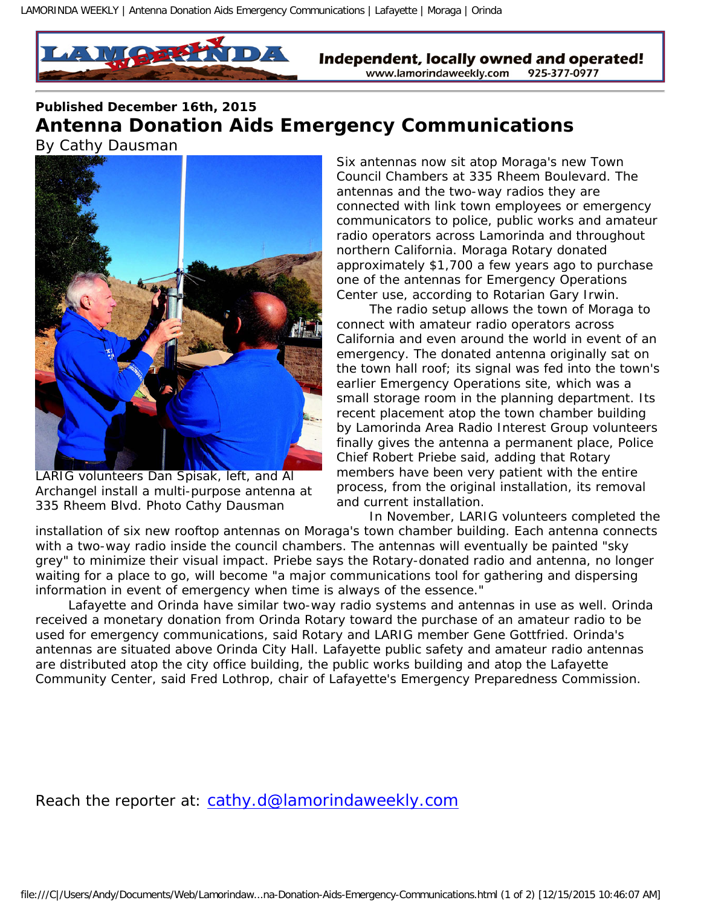**Published December 16th, 2015**

# Antenna Donation Aids Emergency Communications

By Cathy Dausman

LARIG volunteers Dan Spisak, left, and Al Archangel install a multi-purpose antenna at 335 Rheem Blvd. Photo Cathy Dausman

Six antennas now sit atop Moraga's new Town Council Chambers at 335 Rheem Boulevard. The antennas and the two-way radios they are connected with link town employees or emergency communicators to police, public works and amateur radio operators across Lamorinda and throughout northern California. Moraga Rotary donated approximately $1,700 a few years ago to purchase one of the antennas for Emergency Operations Center use, according to Rotarian Gary Irwin.

The radio setup allows the town of Moraga to connect with amateur radio operators across California and even around the world in event of an emergency. The donated antenna originally sat on the town hall roof; its signal was fed into the town's earlier Emergency Operations site, which was a small storage room in the planning department. Its recent placement atop the town chamber building by Lamorinda Area Radio Interest Group volunteers finally gives the antenna a permanent place, Police Chief Robert Priebe said, adding that Rotary members have been very patient with the entire process, from the original installation, its removal and current installation.

In November, LARIG volunteers completed the installation of six new rooftop antennas on Moraga's town chamber building. Each antenna connects with a two-way radio inside the council chambers. The antennas will eventually be painted "sky grey" to minimize their visual impact. Priebe says the Rotary-donated radio and antenna, no longer waiting for a place to go, will become "a major communications tool for gathering and dispersing information in event of emergency when time is always of the essence."

Lafayette and Orinda have similar two-way radio systems and antennas in use as well. Orinda received a monetary donation from Orinda Rotary toward the purchase of an amateur radio to be used for emergency communications, said Rotary and LARIG member Gene Gottfried. Orinda's antennas are situated above Orinda City Hall. Lafayette public safety and amateur radio antennas are distributed atop the city office building, the public works building and atop the Lafayette Community Center, said Fred Lothrop, chair of Lafayette's Emergency Preparedness Commission.

Reach the reporter at: cathy.d@lamorindaweekly.com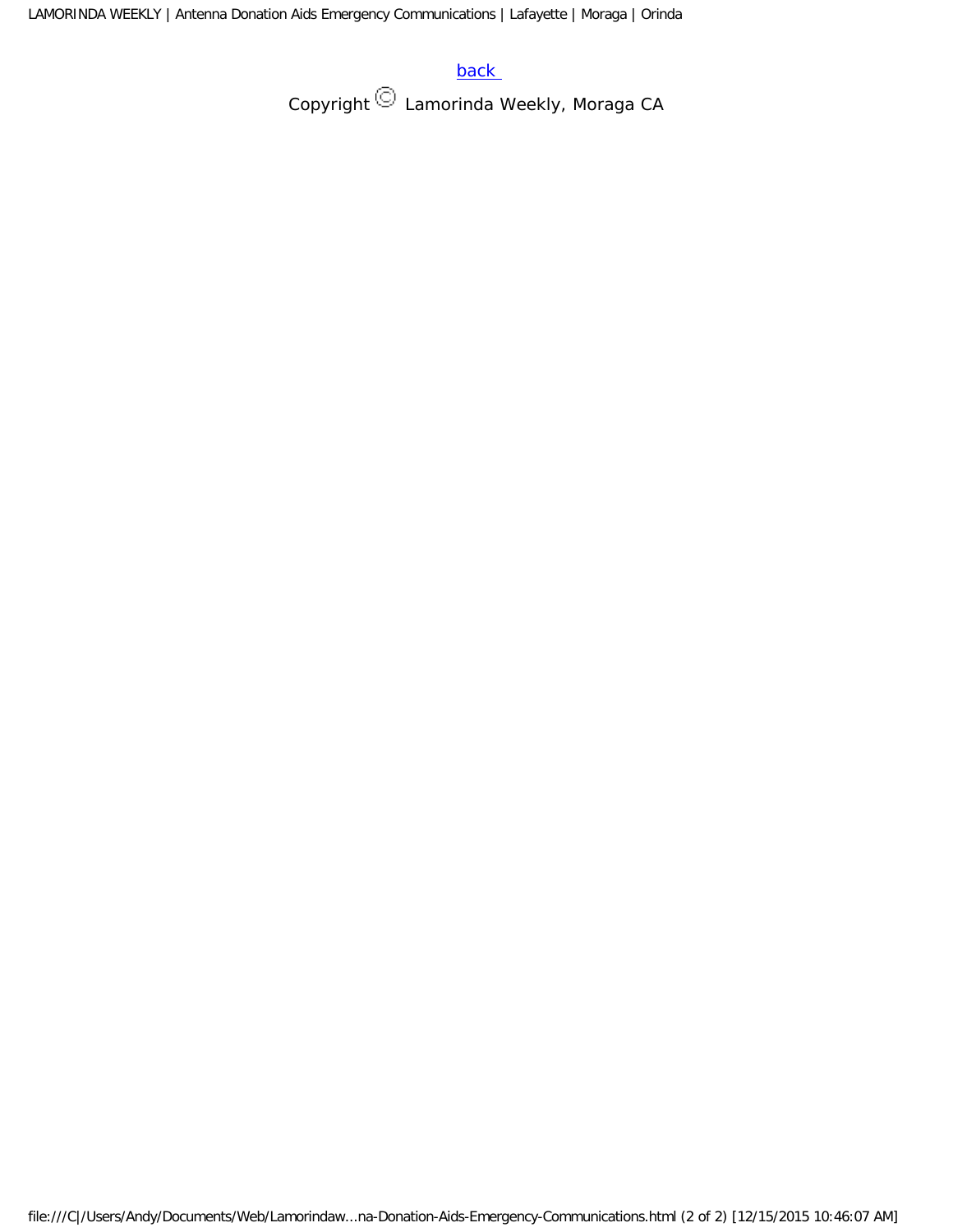back

Copyright © Lamorinda Weekly, Moraga CA